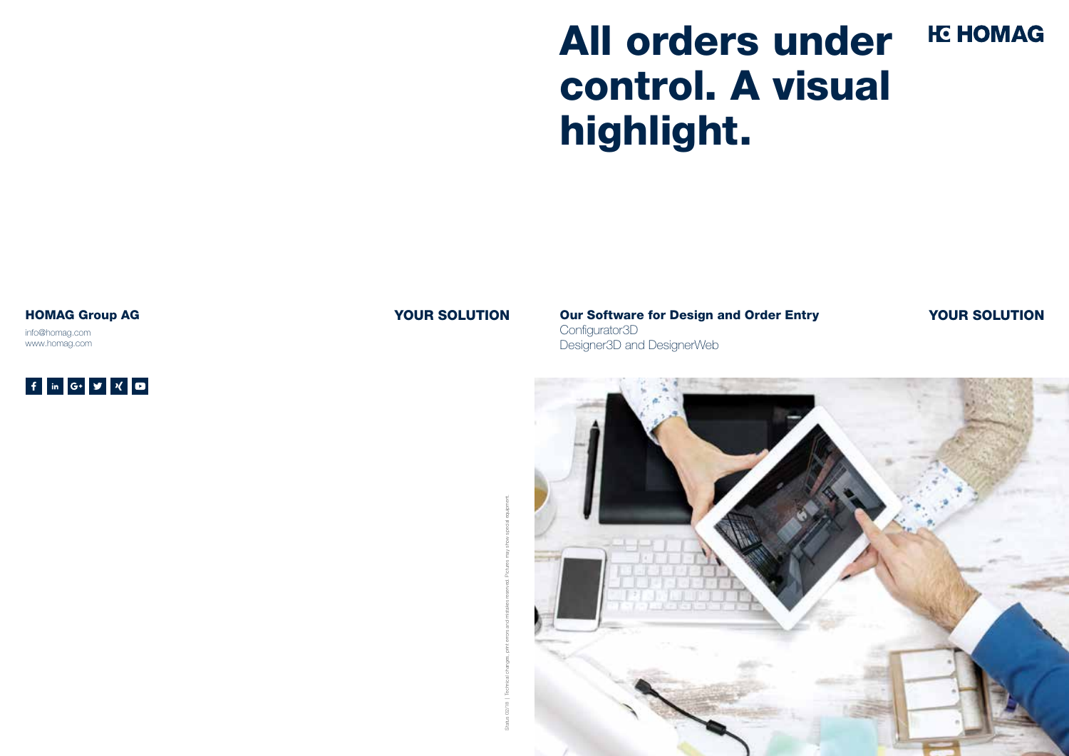# All orders under control. A visual highlight.

HOMAG

**HOMAG Group AG**

info@homag.com
www.homag.com

**YOUR SOLUTION**

**Our Software for Design and Order Entry**
Configurator3D
Designer3D and DesignerWeb

**YOUR SOLUTION**

Status 02/18 | Technical changes, print errors and mistakes reserved. Pictures may show special equipment.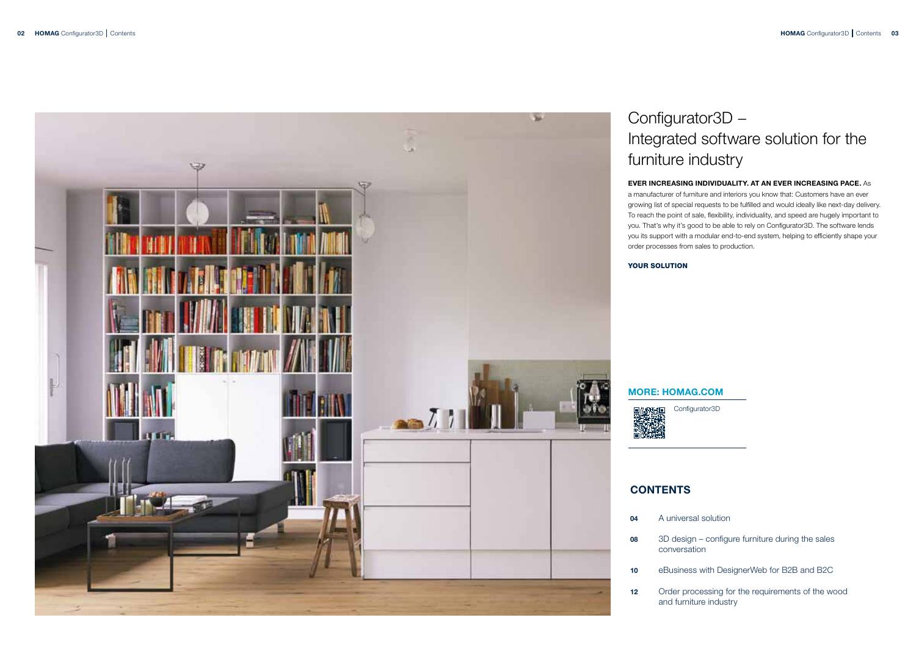# Configurator3D – Integrated software solution for the furniture industry

**EVER INCREASING INDIVIDUALITY. AT AN EVER INCREASING PACE.** As a manufacturer of furniture and interiors you know that: Customers have an ever growing list of special requests to be fulfilled and would ideally like next-day delivery. To reach the point of sale, flexibility, individuality, and speed are hugely important to you. That's why it's good to be able to rely on Configurator3D. The software lends you its support with a modular end-to-end system, helping to efficiently shape your order processes from sales to production.

**YOUR SOLUTION**

**MORE: HOMAG.COM**

Configurator3D

## CONTENTS

| | |
|---|---|
| **04** | A universal solution |
| **08** | 3D design – configure furniture during the sales conversation |
| **10** | eBusiness with DesignerWeb for B2B and B2C |
| **12** | Order processing for the requirements of the wood and furniture industry |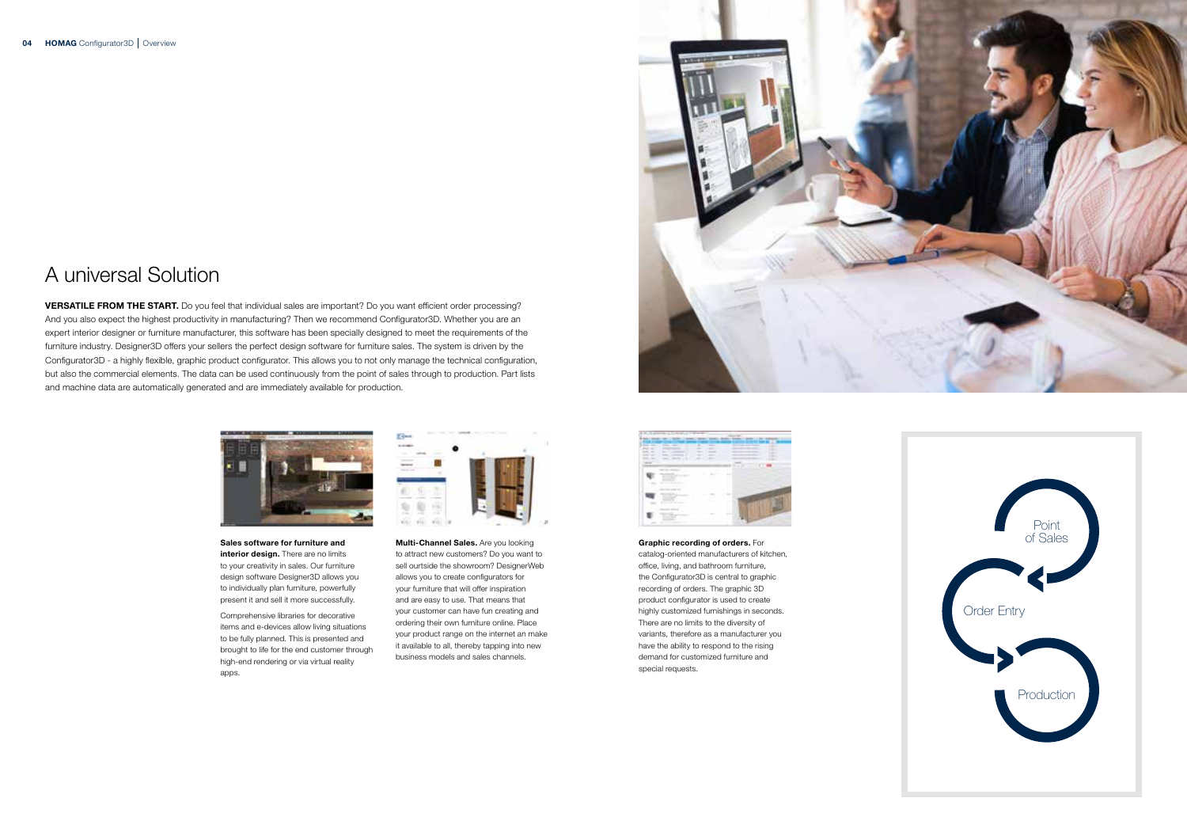# A universal Solution

**VERSATILE FROM THE START.** Do you feel that individual sales are important? Do you want efficient order processing? And you also expect the highest productivity in manufacturing? Then we recommend Configurator3D. Whether you are an expert interior designer or furniture manufacturer, this software has been specially designed to meet the requirements of the furniture industry. Designer3D offers your sellers the perfect design software for furniture sales. The system is driven by the Configurator3D - a highly flexible, graphic product configurator. This allows you to not only manage the technical configuration, but also the commercial elements. The data can be used continuously from the point of sales through to production. Part lists and machine data are automatically generated and are immediately available for production.

**Sales software for furniture and interior design.** There are no limits to your creativity in sales. Our furniture design software Designer3D allows you to individually plan furniture, powerfully present it and sell it more successfully.

Comprehensive libraries for decorative items and e-devices allow living situations to be fully planned. This is presented and brought to life for the end customer through high-end rendering or via virtual reality apps.

**Multi-Channel Sales.** Are you looking to attract new customers? Do you want to sell ourtside the showroom? DesignerWeb allows you to create configurators for your furniture that will offer inspiration and are easy to use. That means that your customer can have fun creating and ordering their own furniture online. Place your product range on the internet an make it available to all, thereby tapping into new business models and sales channels.

**Graphic recording of orders.** For catalog-oriented manufacturers of kitchen, office, living, and bathroom furniture, the Configurator3D is central to graphic recording of orders. The graphic 3D product configurator is used to create highly customized furnishings in seconds. There are no limits to the diversity of variants, therefore as a manufacturer you have the ability to respond to the rising demand for customized furniture and special requests.

Point of Sales

Order Entry

Production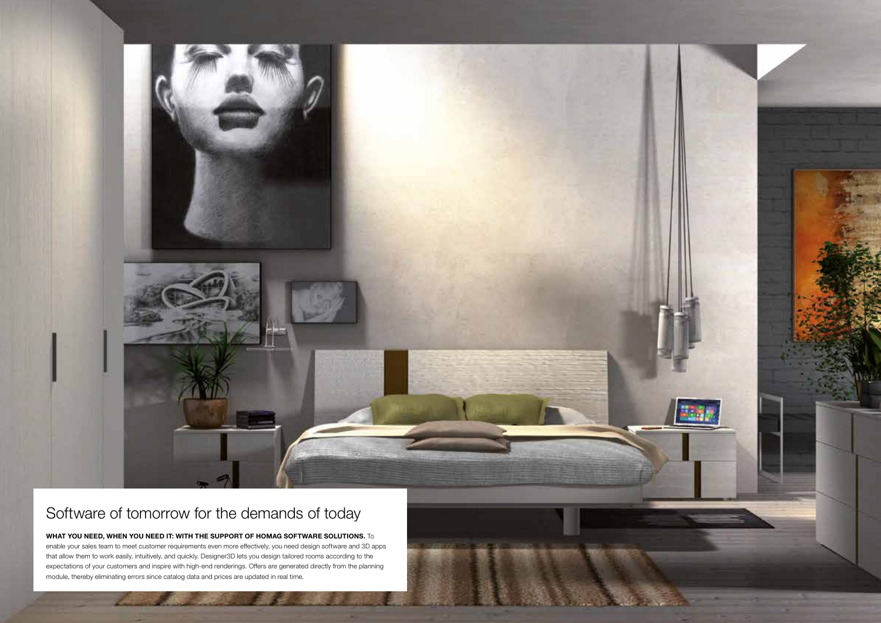# Software of tomorrow for the demands of today

**WHAT YOU NEED, WHEN YOU NEED IT: WITH THE SUPPORT OF HOMAG SOFTWARE SOLUTIONS.** To enable your sales team to meet customer requirements even more effectively, you need design software and 3D apps that allow them to work easily, intuitively, and quickly. Designer3D lets you design tailored rooms according to the expectations of your customers and inspire with high-end renderings. Offers are generated directly from the planning module, thereby eliminating errors since catalog data and prices are updated in real time.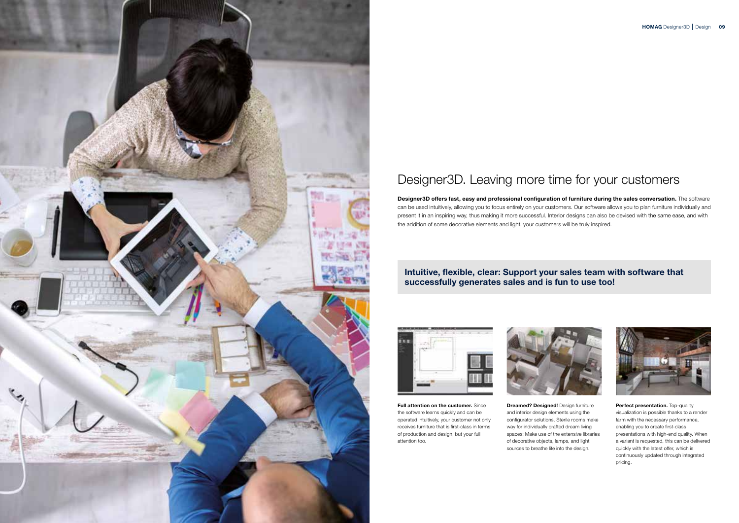# Designer3D. Leaving more time for your customers

**Designer3D offers fast, easy and professional configuration of furniture during the sales conversation.** The software can be used intuitively, allowing you to focus entirely on your customers. Our software allows you to plan furniture individually and present it in an inspiring way, thus making it more successful. Interior designs can also be devised with the same ease, and with the addition of some decorative elements and light, your customers will be truly inspired.

**Intuitive, flexible, clear: Support your sales team with software that successfully generates sales and is fun to use too!**

**Full attention on the customer.** Since the software learns quickly and can be operated intuitively, your customer not only receives furniture that is first-class in terms of production and design, but your full attention too.

**Dreamed? Designed!** Design furniture and interior design elements using the configurator solutions. Sterile rooms make way for individually crafted dream living spaces: Make use of the extensive libraries of decorative objects, lamps, and light sources to breathe life into the design.

**Perfect presentation.** Top-quality visualization is possible thanks to a render farm with the necessary performance, enabling you to create first-class presentations with high-end quality. When a variant is requested, this can be delivered quickly with the latest offer, which is continuously updated through integrated pricing.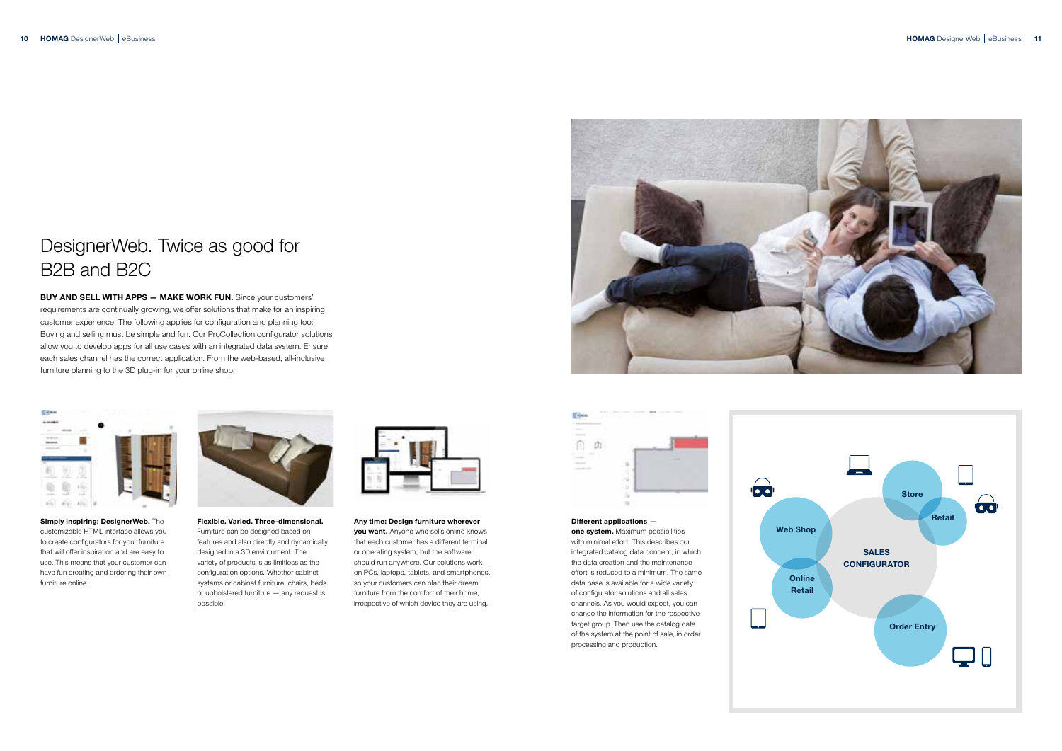# DesignerWeb. Twice as good for B2B and B2C

**BUY AND SELL WITH APPS — MAKE WORK FUN.** Since your customers' requirements are continually growing, we offer solutions that make for an inspiring customer experience. The following applies for configuration and planning too: Buying and selling must be simple and fun. Our ProCollection configurator solutions allow you to develop apps for all use cases with an integrated data system. Ensure each sales channel has the correct application. From the web-based, all-inclusive furniture planning to the 3D plug-in for your online shop.

**Simply inspiring: DesignerWeb.** The customizable HTML interface allows you to create configurators for your furniture that will offer inspiration and are easy to use. This means that your customer can have fun creating and ordering their own furniture online.

**Flexible. Varied. Three-dimensional.** Furniture can be designed based on features and also directly and dynamically designed in a 3D environment. The variety of products is as limitless as the configuration options. Whether cabinet systems or cabinet furniture, chairs, beds or upholstered furniture — any request is possible.

**Any time: Design furniture wherever you want.** Anyone who sells online knows that each customer has a different terminal or operating system, but the software should run anywhere. Our solutions work on PCs, laptops, tablets, and smartphones, so your customers can plan their dream furniture from the comfort of their home, irrespective of which device they are using.

**Different applications — one system.** Maximum possibilities with minimal effort. This describes our integrated catalog data concept, in which the data creation and the maintenance effort is reduced to a minimum. The same data base is available for a wide variety of configurator solutions and all sales channels. As you would expect, you can change the information for the respective target group. Then use the catalog data of the system at the point of sale, in order processing and production.

SALES CONFIGURATOR: Web Shop, Online Retail, Store, Retail, Order Entry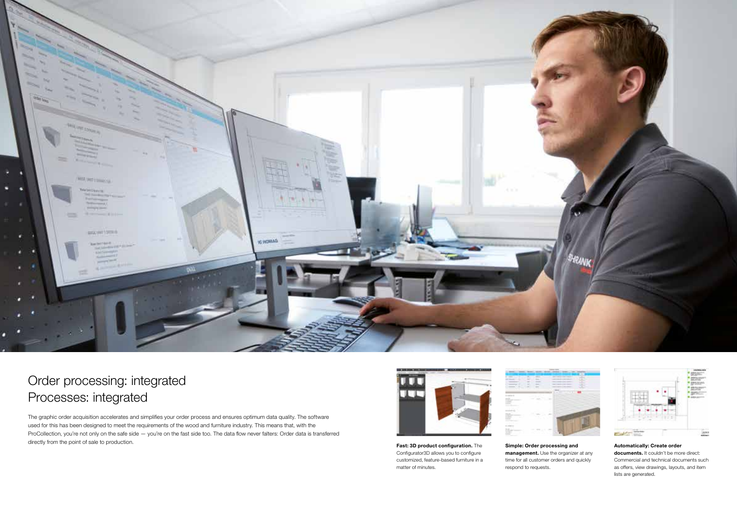# Order processing: integrated
# Processes: integrated

The graphic order acquisition accelerates and simplifies your order process and ensures optimum data quality. The software used for this has been designed to meet the requirements of the wood and furniture industry. This means that, with the ProCollection, you're not only on the safe side — you're on the fast side too. The data flow never falters: Order data is transferred directly from the point of sale to production.

**Fast: 3D product configuration.** The Configurator3D allows you to configure customized, feature-based furniture in a matter of minutes.

**Simple: Order processing and management.** Use the organizer at any time for all customer orders and quickly respond to requests.

**Automatically: Create order documents.** It couldn't be more direct: Commercial and technical documents such as offers, view drawings, layouts, and item lists are generated.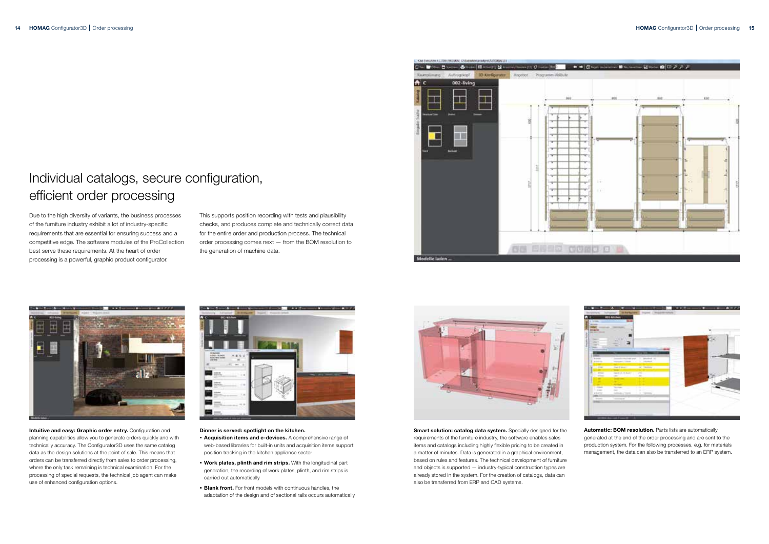# Individual catalogs, secure configuration, efficient order processing

Due to the high diversity of variants, the business processes of the furniture industry exhibit a lot of industry-specific requirements that are essential for ensuring success and a competitive edge. The software modules of the ProCollection best serve these requirements. At the heart of order processing is a powerful, graphic product configurator.

This supports position recording with tests and plausibility checks, and produces complete and technically correct data for the entire order and production process. The technical order processing comes next — from the BOM resolution to the generation of machine data.

**Intuitive and easy: Graphic order entry.** Configuration and planning capabilities allow you to generate orders quickly and with technically accuracy. The Configurator3D uses the same catalog data as the design solutions at the point of sale. This means that orders can be transferred directly from sales to order processing, where the only task remaining is technical examination. For the processing of special requests, the technical job agent can make use of enhanced configuration options.

**Dinner is served: spotlight on the kitchen.**

- **Acquisition items and e-devices.** A comprehensive range of web-based libraries for built-in units and acquisition items support position tracking in the kitchen appliance sector
- **Work plates, plinth and rim strips.** With the longitudinal part generation, the recording of work plates, plinth, and rim strips is carried out automatically
- **Blank front.** For front models with continuous handles, the adaptation of the design and of sectional rails occurs automatically

**Smart solution: catalog data system.** Specially designed for the requirements of the furniture industry, the software enables sales items and catalogs including highly flexible pricing to be created in a matter of minutes. Data is generated in a graphical environment, based on rules and features. The technical development of furniture and objects is supported — industry-typical construction types are already stored in the system. For the creation of catalogs, data can also be transferred from ERP and CAD systems.

**Automatic: BOM resolution.** Parts lists are automatically generated at the end of the order processing and are sent to the production system. For the following processes, e.g. for materials management, the data can also be transferred to an ERP system.